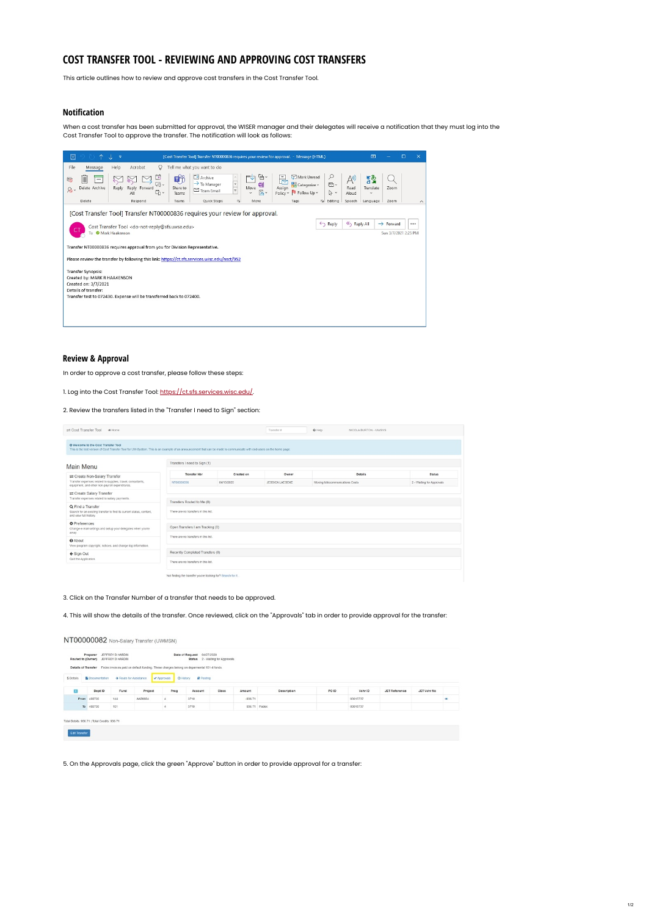# COST TRANSFER TOOL - REVIEWING AND APPROVING COST TRANSFERS

This article outlines how to review and approve cost transfers in the Cost Transfer Tool.

## Notification

When a cost transfer has been submitted for approval, the WISER manager and their delegates will receive a notification that they must log into the Cost Transfer Tool to approve the transfer. The notification will look as follows:

## Review & Approval

In order to approve a cost transfer, please follow these steps:

1. Log into the Cost Transfer Tool: [https://ct.sfs.services.wisc.edu/](https://ct.sfs.services.wisc.edu/).

2. Review the transfers listed in the "Transfer I need to Sign" section:

3. Click on the Transfer Number of a transfer that needs to be approved.

4. This will show the details of the transfer. Once reviewed, click on the "Approvals" tab in order to provide approval for the transfer:

5. On the Approvals page, click the green "Approve" button in order to provide approval for a transfer: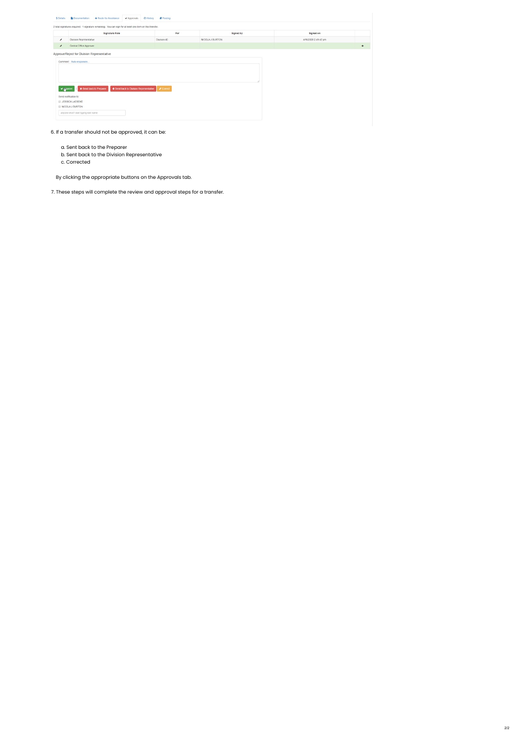6. If a transfer should not be approved, it can be:

   a. Sent back to the Preparer
   b. Sent back to the Division Representative
   c. Corrected

   By clicking the appropriate buttons on the Approvals tab.

7. These steps will complete the review and approval steps for a transfer.